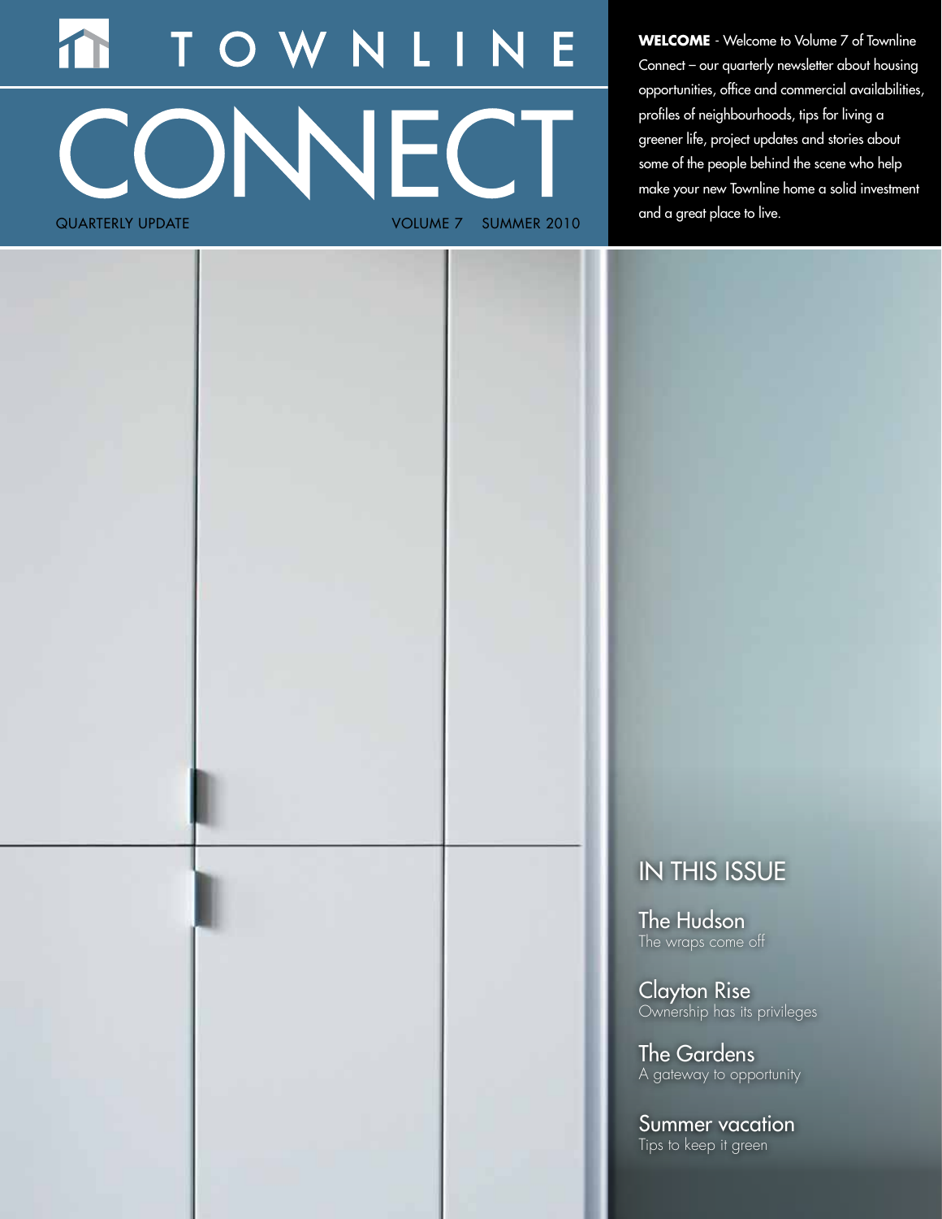# TOWNLINE CONNECT

QUARTERLY UPDATE

VOLUME 7 SUMMER 2010

**WELCOME** - Welcome to Volume 7 of Townline Connect – our quarterly newsletter about housing opportunities, office and commercial availabilities, profiles of neighbourhoods, tips for living a greener life, project updates and stories about some of the people behind the scene who help make your new Townline home a solid investment and a great place to live.

## IN THIS ISSUE

**The Hudson**
The wraps come off

**Clayton Rise**
Ownership has its privileges

**The Gardens**
A gateway to opportunity

**Summer vacation**
Tips to keep it green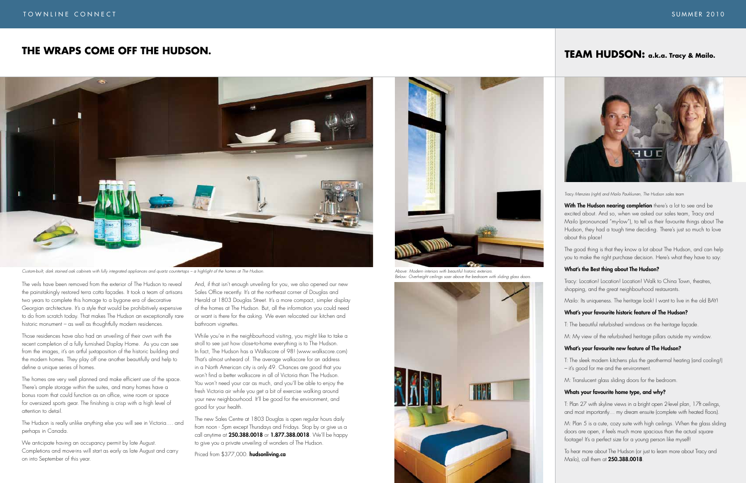## THE WRAPS COME OFF THE HUDSON.

*Custom-built, dark stained oak cabinets with fully integrated appliances and quartz countertops – a highlight of the homes at The Hudson.*

The veils have been removed from the exterior of The Hudson to reveal the painstakingly restored terra cotta façades. It took a team of artisans two years to complete this homage to a bygone era of decorative Georgian architecture. It's a style that would be prohibitively expensive to do from scratch today. That makes The Hudson an exceptionally rare historic monument – as well as thoughtfully modern residences.

Those residences have also had an unveiling of their own with the recent completion of a fully furnished Display Home. As you can see from the images, it's an artful juxtaposition of the historic building and the modern homes. They play off one another beautifully and help to define a unique series of homes.

The homes are very well planned and make efficient use of the space. There's ample storage within the suites, and many homes have a bonus room that could function as an office, wine room or space for oversized sports gear. The finishing is crisp with a high level of attention to detail.

The Hudson is really unlike anything else you will see in Victoria.... and perhaps in Canada.

We anticipate having an occupancy permit by late August. Completions and move-ins will start as early as late August and carry on into September of this year.

And, if that isn't enough unveiling for you, we also opened our new Sales Office recently. It's at the northeast corner of Douglas and Herald at 1803 Douglas Street. It's a more compact, simpler display of the homes at The Hudson. But, all the information you could need or want is there for the asking. We even relocated our kitchen and bathroom vignettes.

While you're in the neighbourhood visiting, you might like to take a stroll to see just how close-to-home everything is to The Hudson. In fact, The Hudson has a Walkscore of 98! (www.walkscore.com) That's almost unheard of. The average walkscore for an address in a North American city is only 49. Chances are good that you won't find a better walkscore in all of Victoria than The Hudson. You won't need your car as much, and you'll be able to enjoy the fresh Victoria air while you get a bit of exercise walking around your new neighbourhood. It'll be good for the environment, and good for your health.

The new Sales Centre at 1803 Douglas is open regular hours daily from noon - 5pm except Thursdays and Fridays. Stop by or give us a call anytime at **250.388.0018** or **1.877.388.0018**. We'll be happy to give you a private unveiling of wonders of The Hudson.

Priced from $377,000. **hudsonliving.ca**

*Above: Modern interiors with beautiful historic exteriors.*
*Below: Overheight ceilings soar above the bedroom with sliding glass doors.*

## TEAM HUDSON: a.k.a. Tracy & Mailo.

*Tracy Menzies (right) and Mailo Paukkunen, The Hudson sales team*

**With The Hudson nearing completion** there's a lot to see and be excited about. And so, when we asked our sales team, Tracy and Mailo (pronounced "my-low"), to tell us their favourite things about The Hudson, they had a tough time deciding. There's just so much to love about this place!

The good thing is that they know a lot about The Hudson, and can help you to make the right purchase decision. Here's what they have to say:

**What's the Best thing about The Hudson?**

Tracy: Location! Location! Location! Walk to China Town, theatres, shopping, and the great neighbourhood restaurants.

Mailo: Its uniqueness. The heritage look! I want to live in the old BAY!

**What's your favourite historic feature of The Hudson?**

T: The beautiful refurbished windows on the heritage façade.

M: My view of the refurbished heritage pillars outside my window.

**What's your favourite new feature of The Hudson?**

T: The sleek modern kitchens plus the geothermal heating (and cooling!) – it's good for me and the environment.

M: Translucent glass sliding doors for the bedroom.

**Whats your favourite home type, and why?**

T: Plan 27 with skyline views in a bright open 2-level plan, 17ft ceilings, and most importantly… my dream ensuite (complete with heated floors).

M: Plan 5 is a cute, cozy suite with high ceilings. When the glass sliding doors are open, it feels much more spacious than the actual square footage! It's a perfect size for a young person like myself!

To hear more about The Hudson (or just to learn more about Tracy and Mailo), call them at **250.388.0018**.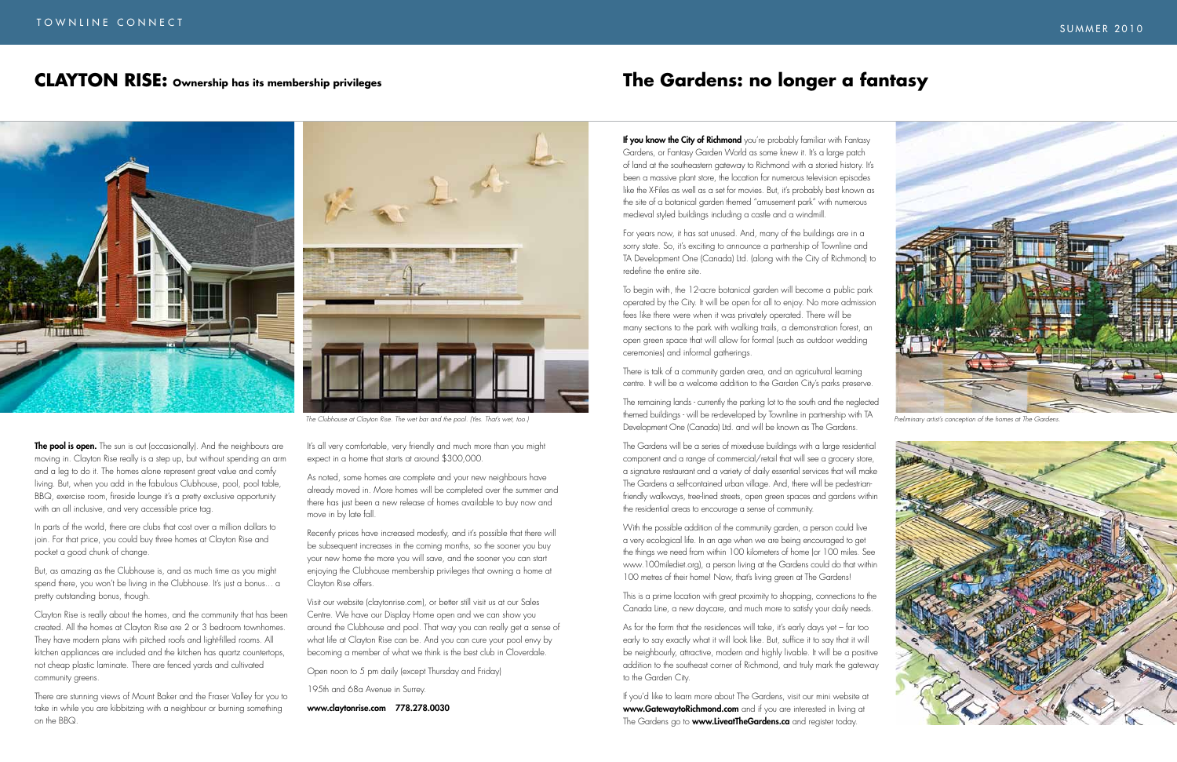## CLAYTON RISE: Ownership has its membership privileges

*The Clubhouse at Clayton Rise. The wet bar and the pool. (Yes. That's wet, too.)*

**The pool is open.** The sun is out (occasionally). And the neighbours are moving in. Clayton Rise really is a step up, but without spending an arm and a leg to do it. The homes alone represent great value and comfy living. But, when you add in the fabulous Clubhouse, pool, pool table, BBQ, exercise room, fireside lounge it's a pretty exclusive opportunity with an all inclusive, and very accessible price tag.

In parts of the world, there are clubs that cost over a million dollars to join. For that price, you could buy three homes at Clayton Rise and pocket a good chunk of change.

But, as amazing as the Clubhouse is, and as much time as you might spend there, you won't be living in the Clubhouse. It's just a bonus... a pretty outstanding bonus, though.

Clayton Rise is really about the homes, and the community that has been created. All the homes at Clayton Rise are 2 or 3 bedroom townhomes. They have modern plans with pitched roofs and light-filled rooms. All kitchen appliances are included and the kitchen has quartz countertops, not cheap plastic laminate. There are fenced yards and cultivated community greens.

There are stunning views of Mount Baker and the Fraser Valley for you to take in while you are kibbitzing with a neighbour or burning something on the BBQ.

It's all very comfortable, very friendly and much more than you might expect in a home that starts at around $300,000.

As noted, some homes are complete and your new neighbours have already moved in. More homes will be completed over the summer and there has just been a new release of homes available to buy now and move in by late fall.

Recently prices have increased modestly, and it's possible that there will be subsequent increases in the coming months, so the sooner you buy your new home the more you will save, and the sooner you can start enjoying the Clubhouse membership privileges that owning a home at Clayton Rise offers.

Visit our website (claytonrise.com), or better still visit us at our Sales Centre. We have our Display Home open and we can show you around the Clubhouse and pool. That way you can really get a sense of what life at Clayton Rise can be. And you can cure your pool envy by becoming a member of what we think is the best club in Cloverdale.

Open noon to 5 pm daily (except Thursday and Friday)

195th and 68a Avenue in Surrey.

**www.claytonrise.com 778.278.0030**

## The Gardens: no longer a fantasy

**If you know the City of Richmond** you're probably familiar with Fantasy Gardens, or Fantasy Garden World as some knew it. It's a large patch of land at the southeastern gateway to Richmond with a storied history. It's been a massive plant store, the location for numerous television episodes like the X-Files as well as a set for movies. But, it's probably best known as the site of a botanical garden themed "amusement park" with numerous medieval styled buildings including a castle and a windmill.

For years now, it has sat unused. And, many of the buildings are in a sorry state. So, it's exciting to announce a partnership of Townline and TA Development One (Canada) Ltd. (along with the City of Richmond) to redefine the entire site.

To begin with, the 12-acre botanical garden will become a public park operated by the City. It will be open for all to enjoy. No more admission fees like there were when it was privately operated. There will be many sections to the park with walking trails, a demonstration forest, an open green space that will allow for formal (such as outdoor wedding ceremonies) and informal gatherings.

There is talk of a community garden area, and an agricultural learning centre. It will be a welcome addition to the Garden City's parks preserve.

The remaining lands - currently the parking lot to the south and the neglected themed buildings - will be re-developed by Townline in partnership with TA Development One (Canada) Ltd. and will be known as The Gardens.

The Gardens will be a series of mixed-use buildings with a large residential component and a range of commercial/retail that will see a grocery store, a signature restaurant and a variety of daily essential services that will make The Gardens a self-contained urban village. And, there will be pedestrian-friendly walkways, tree-lined streets, open green spaces and gardens within the residential areas to encourage a sense of community.

With the possible addition of the community garden, a person could live a very ecological life. In an age when we are being encouraged to get the things we need from within 100 kilometers of home (or 100 miles. See www.100milediet.org), a person living at the Gardens could do that within 100 metres of their home! Now, that's living green at The Gardens!

This is a prime location with great proximity to shopping, connections to the Canada Line, a new daycare, and much more to satisfy your daily needs.

As for the form that the residences will take, it's early days yet – far too early to say exactly what it will look like. But, suffice it to say that it will be neighbourly, attractive, modern and highly livable. It will be a positive addition to the southeast corner of Richmond, and truly mark the gateway to the Garden City.

If you'd like to learn more about The Gardens, visit our mini website at **www.GatewaytoRichmond.com** and if you are interested in living at The Gardens go to **www.LiveatTheGardens.ca** and register today.

*Preliminary artist's conception of the homes at The Gardens.*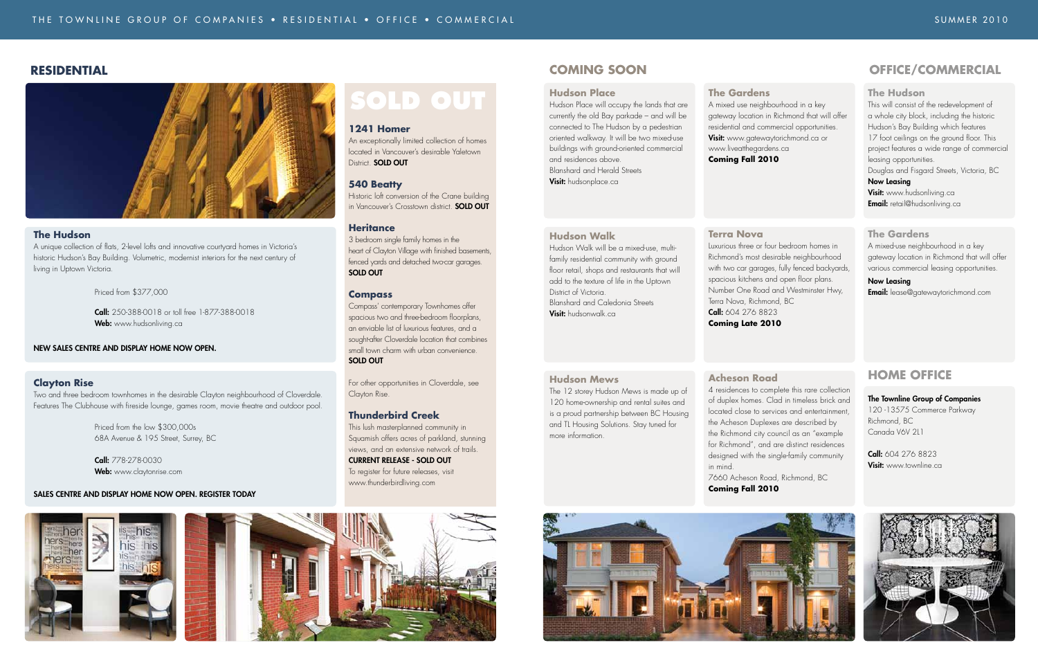## RESIDENTIAL

### The Hudson

A unique collection of flats, 2-level lofts and innovative courtyard homes in Victoria's historic Hudson's Bay Building. Volumetric, modernist interiors for the next century of living in Uptown Victoria.

Priced from $377,000

**Call:** 250-388-0018 or toll free 1-877-388-0018
**Web:** www.hudsonliving.ca

**NEW SALES CENTRE AND DISPLAY HOME NOW OPEN.**

### Clayton Rise

Two and three bedroom townhomes in the desirable Clayton neighbourhood of Cloverdale. Features The Clubhouse with fireside lounge, games room, movie theatre and outdoor pool.

Priced from the low $300,000s
68A Avenue & 195 Street, Surrey, BC

**Call:** 778-278-0030
**Web:** www.claytonrise.com

**SALES CENTRE AND DISPLAY HOME NOW OPEN. REGISTER TODAY**

## SOLD OUT

### 1241 Homer

An exceptionally limited collection of homes located in Vancouver's desirable Yaletown District. **SOLD OUT**

### 540 Beatty

Historic loft conversion of the Crane building in Vancouver's Crosstown district. **SOLD OUT**

### Heritance

3 bedroom single family homes in the heart of Clayton Village with finished basements, fenced yards and detached two-car garages.
**SOLD OUT**

### Compass

Compass' contemporary Townhomes offer spacious two and three-bedroom floorplans, an enviable list of luxurious features, and a sought-after Cloverdale location that combines small town charm with urban convenience.
**SOLD OUT**

For other opportunities in Cloverdale, see Clayton Rise.

### Thunderbird Creek

This lush masterplanned community in Squamish offers acres of parkland, stunning views, and an extensive network of trails.
**CURRENT RELEASE - SOLD OUT**
To register for future releases, visit www.thunderbirdliving.com

## COMING SOON

### Hudson Place

Hudson Place will occupy the lands that are currently the old Bay parkade – and will be connected to The Hudson by a pedestrian oriented walkway. It will be two mixed-use buildings with ground-oriented commercial and residences above.
Blanshard and Herald Streets
**Visit:** hudsonplace.ca

### The Gardens

A mixed use neighbourhood in a key gateway location in Richmond that will offer residential and commercial opportunities.
**Visit:** www.gatewaytorichmond.ca or www.liveatthegardens.ca
**Coming Fall 2010**

### Hudson Walk

Hudson Walk will be a mixed-use, multi-family residential community with ground floor retail, shops and restaurants that will add to the texture of life in the Uptown District of Victoria.
Blanshard and Caledonia Streets
**Visit:** hudsonwalk.ca

### Terra Nova

Luxurious three or four bedroom homes in Richmond's most desirable neighbourhood with two car garages, fully fenced backyards, spacious kitchens and open floor plans.
Number One Road and Westminster Hwy, Terra Nova, Richmond, BC
**Call:** 604 276 8823
**Coming Late 2010**

### Hudson Mews

The 12 storey Hudson Mews is made up of 120 home-ownership and rental suites and is a proud partnership between BC Housing and TL Housing Solutions. Stay tuned for more information.

### Acheson Road

4 residences to complete this rare collection of duplex homes. Clad in timeless brick and located close to services and entertainment, the Acheson Duplexes are described by the Richmond city council as an "example for Richmond", and are distinct residences designed with the single-family community in mind.
7660 Acheson Road, Richmond, BC
**Coming Fall 2010**

## OFFICE/COMMERCIAL

### The Hudson

This will consist of the redevelopment of a whole city block, including the historic Hudson's Bay Building which features 17 foot ceilings on the ground floor. This project features a wide range of commercial leasing opportunities.
Douglas and Fisgard Streets, Victoria, BC
**Now Leasing**
**Visit:** www.hudsonliving.ca
**Email:** retail@hudsonliving.ca

### The Gardens

A mixed-use neighbourhood in a key gateway location in Richmond that will offer various commercial leasing opportunities.

**Now Leasing**
**Email:** lease@gatewaytorichmond.com

## HOME OFFICE

**The Townline Group of Companies**
120 -13575 Commerce Parkway
Richmond, BC
Canada V6V 2L1

**Call:** 604 276 8823
**Visit:** www.townline.ca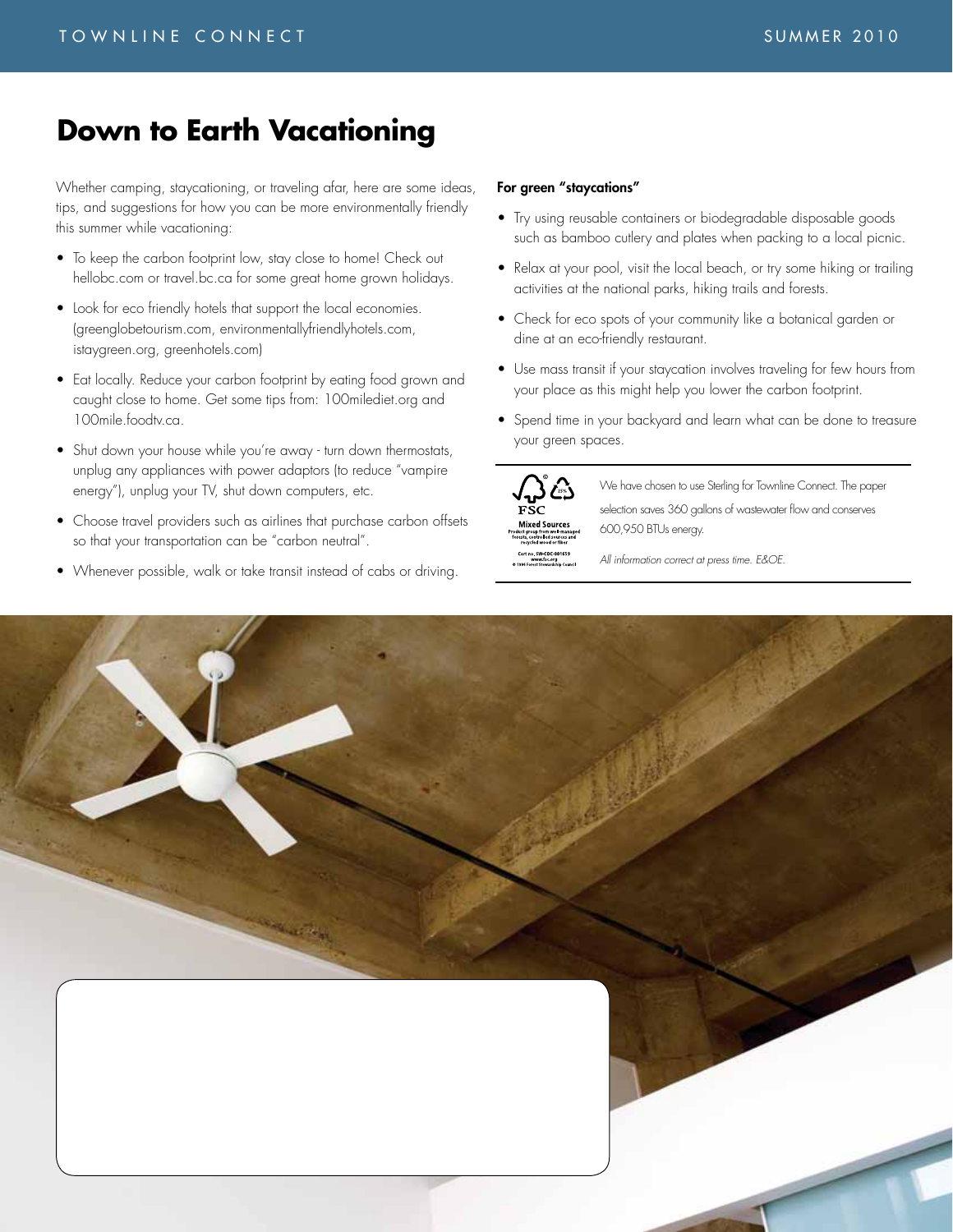# Down to Earth Vacationing

Whether camping, staycationing, or traveling afar, here are some ideas, tips, and suggestions for how you can be more environmentally friendly this summer while vacationing:

- To keep the carbon footprint low, stay close to home! Check out hellobc.com or travel.bc.ca for some great home grown holidays.
- Look for eco friendly hotels that support the local economies. (greenglobetourism.com, environmentallyfriendlyhotels.com, istaygreen.org, greenhotels.com)
- Eat locally. Reduce your carbon footprint by eating food grown and caught close to home. Get some tips from: 100milediet.org and 100mile.foodtv.ca.
- Shut down your house while you're away - turn down thermostats, unplug any appliances with power adaptors (to reduce "vampire energy"), unplug your TV, shut down computers, etc.
- Choose travel providers such as airlines that purchase carbon offsets so that your transportation can be "carbon neutral".
- Whenever possible, walk or take transit instead of cabs or driving.

**For green "staycations"**

- Try using reusable containers or biodegradable disposable goods such as bamboo cutlery and plates when packing to a local picnic.
- Relax at your pool, visit the local beach, or try some hiking or trailing activities at the national parks, hiking trails and forests.
- Check for eco spots of your community like a botanical garden or dine at an eco-friendly restaurant.
- Use mass transit if your staycation involves traveling for few hours from your place as this might help you lower the carbon footprint.
- Spend time in your backyard and learn what can be done to treasure your green spaces.

FSC
Mixed Sources
Product group from well-managed forests, controlled sources and recycled wood or fiber
Cert no. SW-COC-001659
www.fsc.org
© 1996 Forest Stewardship Council

We have chosen to use Sterling for Townline Connect. The paper selection saves 360 gallons of wastewater flow and conserves 600,950 BTUs energy.

*All information correct at press time. E&OE.*